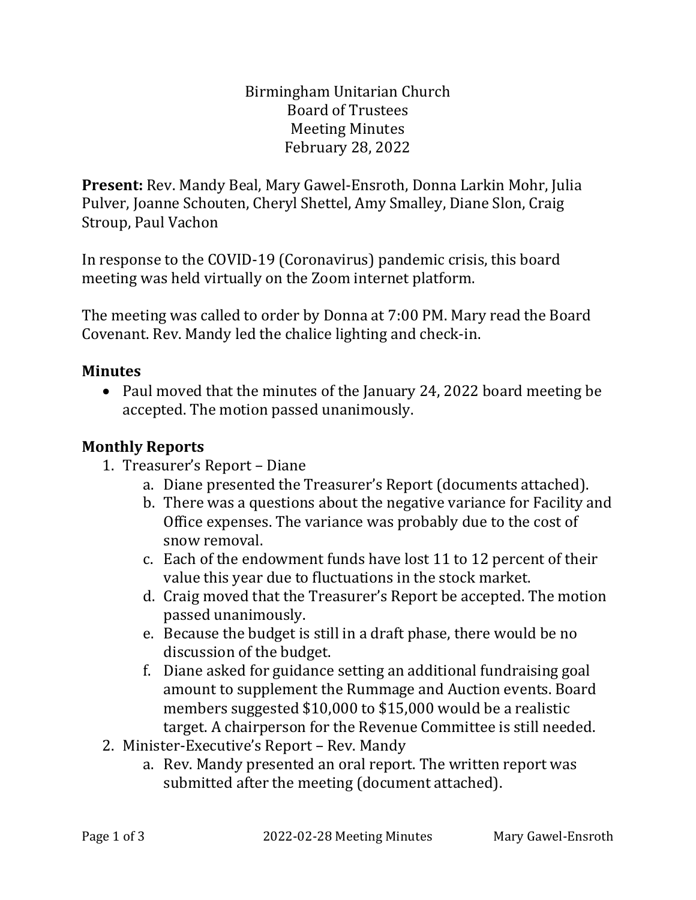Birmingham Unitarian Church
Board of Trustees
Meeting Minutes
February 28, 2022

**Present:** Rev. Mandy Beal, Mary Gawel-Ensroth, Donna Larkin Mohr, Julia Pulver, Joanne Schouten, Cheryl Shettel, Amy Smalley, Diane Slon, Craig Stroup, Paul Vachon

In response to the COVID-19 (Coronavirus) pandemic crisis, this board meeting was held virtually on the Zoom internet platform.

The meeting was called to order by Donna at 7:00 PM. Mary read the Board Covenant. Rev. Mandy led the chalice lighting and check-in.

## Minutes

- Paul moved that the minutes of the January 24, 2022 board meeting be accepted. The motion passed unanimously.

## Monthly Reports

1. Treasurer's Report – Diane
   a. Diane presented the Treasurer's Report (documents attached).
   b. There was a questions about the negative variance for Facility and Office expenses. The variance was probably due to the cost of snow removal.
   c. Each of the endowment funds have lost 11 to 12 percent of their value this year due to fluctuations in the stock market.
   d. Craig moved that the Treasurer's Report be accepted. The motion passed unanimously.
   e. Because the budget is still in a draft phase, there would be no discussion of the budget.
   f. Diane asked for guidance setting an additional fundraising goal amount to supplement the Rummage and Auction events. Board members suggested $10,000 to $15,000 would be a realistic target. A chairperson for the Revenue Committee is still needed.
2. Minister-Executive's Report – Rev. Mandy
   a. Rev. Mandy presented an oral report. The written report was submitted after the meeting (document attached).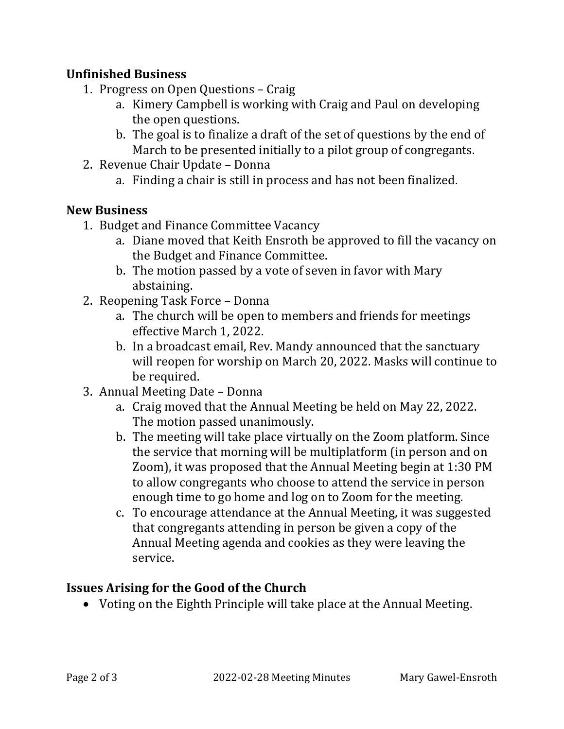**Unfinished Business**

1. Progress on Open Questions – Craig
   a. Kimery Campbell is working with Craig and Paul on developing the open questions.
   b. The goal is to finalize a draft of the set of questions by the end of March to be presented initially to a pilot group of congregants.
2. Revenue Chair Update – Donna
   a. Finding a chair is still in process and has not been finalized.

**New Business**

1. Budget and Finance Committee Vacancy
   a. Diane moved that Keith Ensroth be approved to fill the vacancy on the Budget and Finance Committee.
   b. The motion passed by a vote of seven in favor with Mary abstaining.
2. Reopening Task Force – Donna
   a. The church will be open to members and friends for meetings effective March 1, 2022.
   b. In a broadcast email, Rev. Mandy announced that the sanctuary will reopen for worship on March 20, 2022. Masks will continue to be required.
3. Annual Meeting Date – Donna
   a. Craig moved that the Annual Meeting be held on May 22, 2022. The motion passed unanimously.
   b. The meeting will take place virtually on the Zoom platform. Since the service that morning will be multiplatform (in person and on Zoom), it was proposed that the Annual Meeting begin at 1:30 PM to allow congregants who choose to attend the service in person enough time to go home and log on to Zoom for the meeting.
   c. To encourage attendance at the Annual Meeting, it was suggested that congregants attending in person be given a copy of the Annual Meeting agenda and cookies as they were leaving the service.

**Issues Arising for the Good of the Church**

- Voting on the Eighth Principle will take place at the Annual Meeting.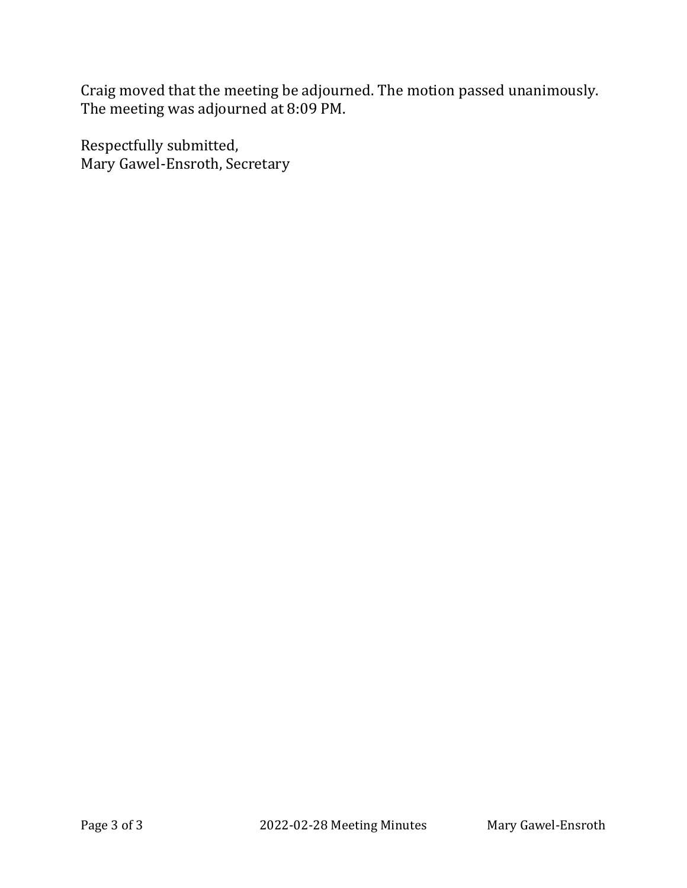Craig moved that the meeting be adjourned. The motion passed unanimously. The meeting was adjourned at 8:09 PM.

Respectfully submitted,
Mary Gawel-Ensroth, Secretary